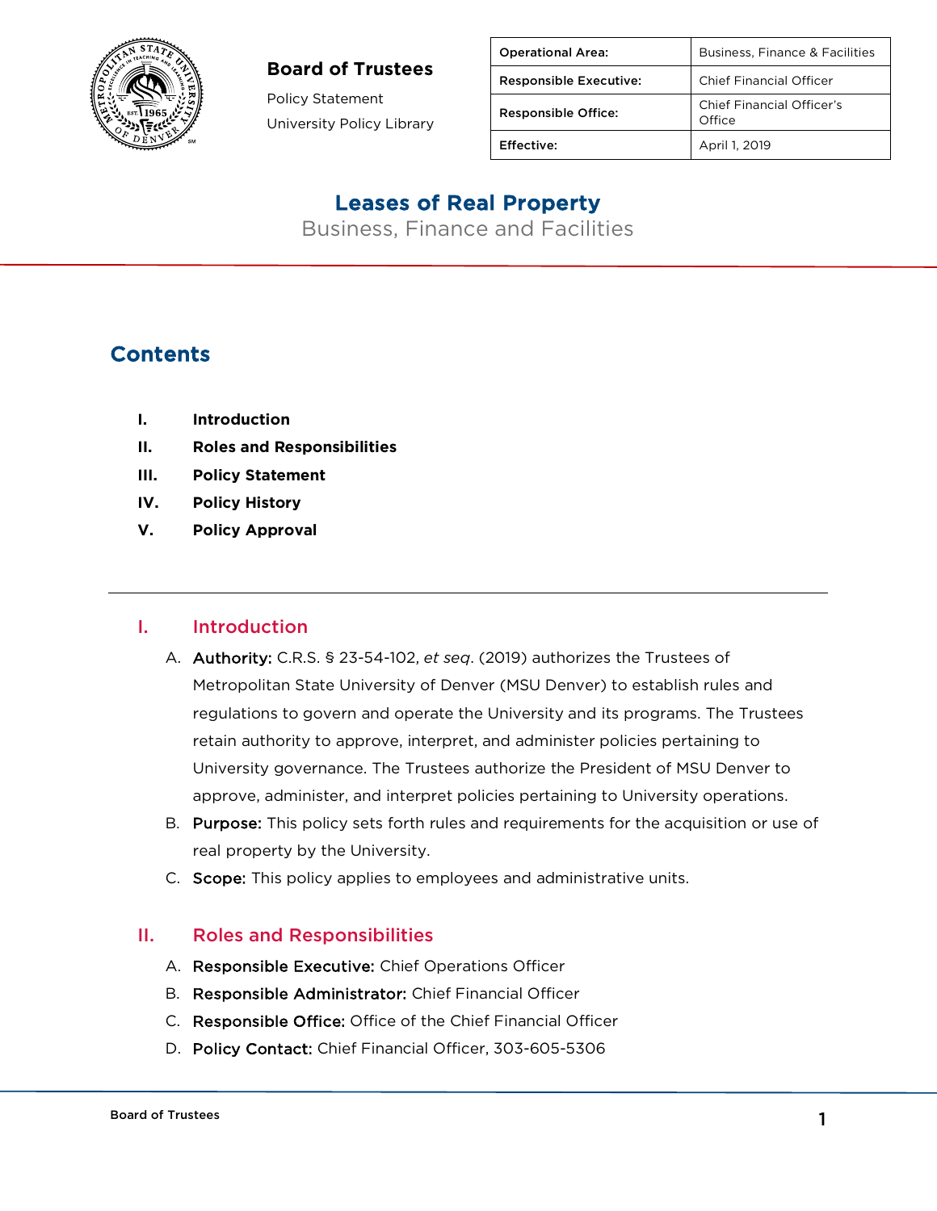**Board of Trustees**

Policy Statement

University Policy Library

| Operational Area: | Business, Finance & Facilities |
|---|---|
| Responsible Executive: | Chief Financial Officer |
| Responsible Office: | Chief Financial Officer's Office |
| Effective: | April 1, 2019 |

# Leases of Real Property

Business, Finance and Facilities

## Contents

- **I. Introduction**
- **II. Roles and Responsibilities**
- **III. Policy Statement**
- **IV. Policy History**
- **V. Policy Approval**

---

## I. Introduction

A. **Authority:** C.R.S. § 23-54-102, *et seq*. (2019) authorizes the Trustees of Metropolitan State University of Denver (MSU Denver) to establish rules and regulations to govern and operate the University and its programs. The Trustees retain authority to approve, interpret, and administer policies pertaining to University governance. The Trustees authorize the President of MSU Denver to approve, administer, and interpret policies pertaining to University operations.

B. **Purpose:** This policy sets forth rules and requirements for the acquisition or use of real property by the University.

C. **Scope:** This policy applies to employees and administrative units.

## II. Roles and Responsibilities

A. **Responsible Executive:** Chief Operations Officer

B. **Responsible Administrator:** Chief Financial Officer

C. **Responsible Office:** Office of the Chief Financial Officer

D. **Policy Contact:** Chief Financial Officer, 303-605-5306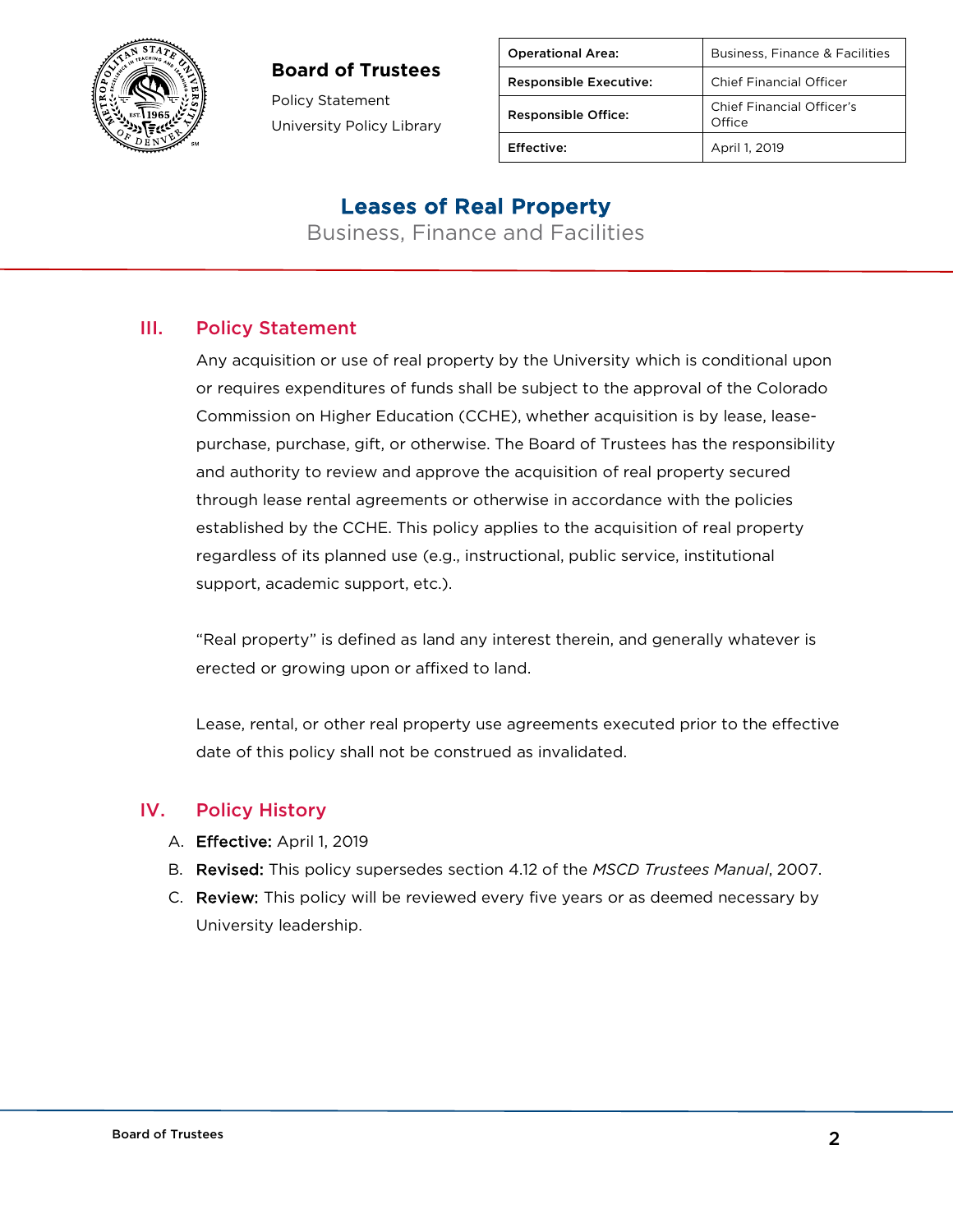**Board of Trustees**

Policy Statement

University Policy Library

| Operational Area: | Business, Finance & Facilities |
| --- | --- |
| Responsible Executive: | Chief Financial Officer |
| Responsible Office: | Chief Financial Officer's Office |
| Effective: | April 1, 2019 |

# Leases of Real Property

Business, Finance and Facilities

## III. Policy Statement

Any acquisition or use of real property by the University which is conditional upon or requires expenditures of funds shall be subject to the approval of the Colorado Commission on Higher Education (CCHE), whether acquisition is by lease, lease-purchase, purchase, gift, or otherwise. The Board of Trustees has the responsibility and authority to review and approve the acquisition of real property secured through lease rental agreements or otherwise in accordance with the policies established by the CCHE. This policy applies to the acquisition of real property regardless of its planned use (e.g., instructional, public service, institutional support, academic support, etc.).

"Real property" is defined as land any interest therein, and generally whatever is erected or growing upon or affixed to land.

Lease, rental, or other real property use agreements executed prior to the effective date of this policy shall not be construed as invalidated.

## IV. Policy History

A. **Effective:** April 1, 2019
B. **Revised:** This policy supersedes section 4.12 of the *MSCD Trustees Manual*, 2007.
C. **Review:** This policy will be reviewed every five years or as deemed necessary by University leadership.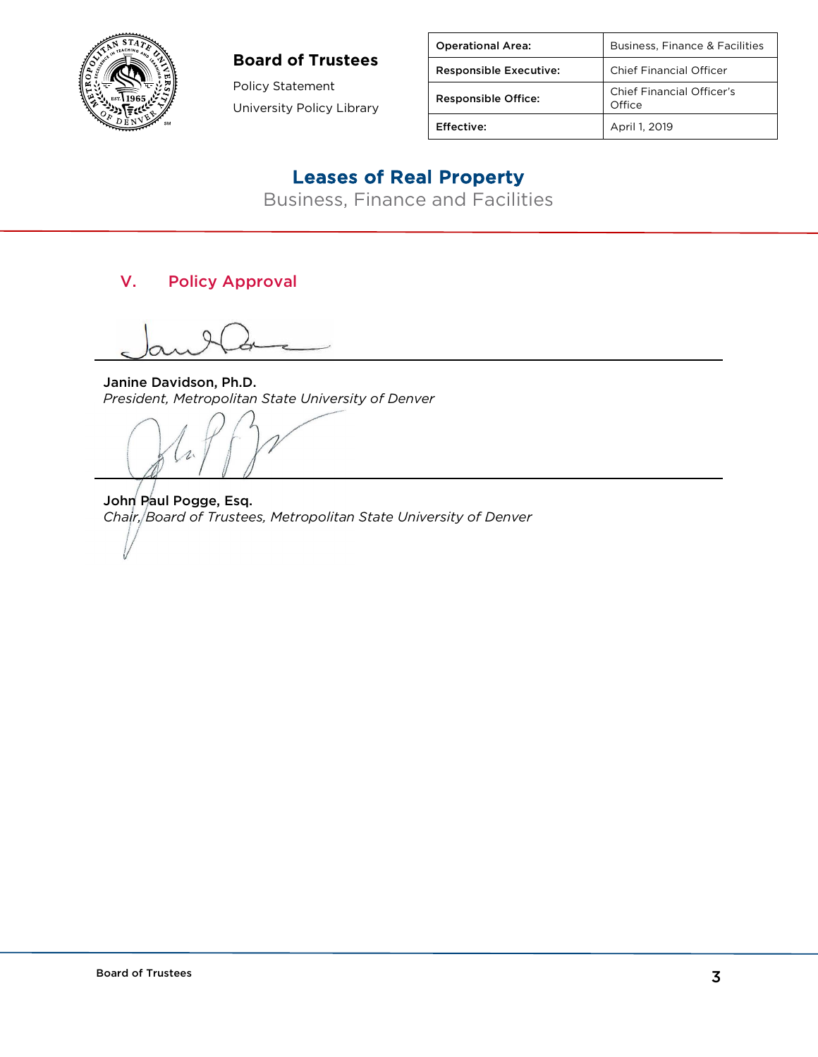**Board of Trustees**

Policy Statement

University Policy Library

| | |
|---|---|
| **Operational Area:** | Business, Finance & Facilities |
| **Responsible Executive:** | Chief Financial Officer |
| **Responsible Office:** | Chief Financial Officer's Office |
| **Effective:** | April 1, 2019 |

# Leases of Real Property

Business, Finance and Facilities

## V. Policy Approval

**Janine Davidson, Ph.D.**
*President, Metropolitan State University of Denver*

**John Paul Pogge, Esq.**
*Chair, Board of Trustees, Metropolitan State University of Denver*